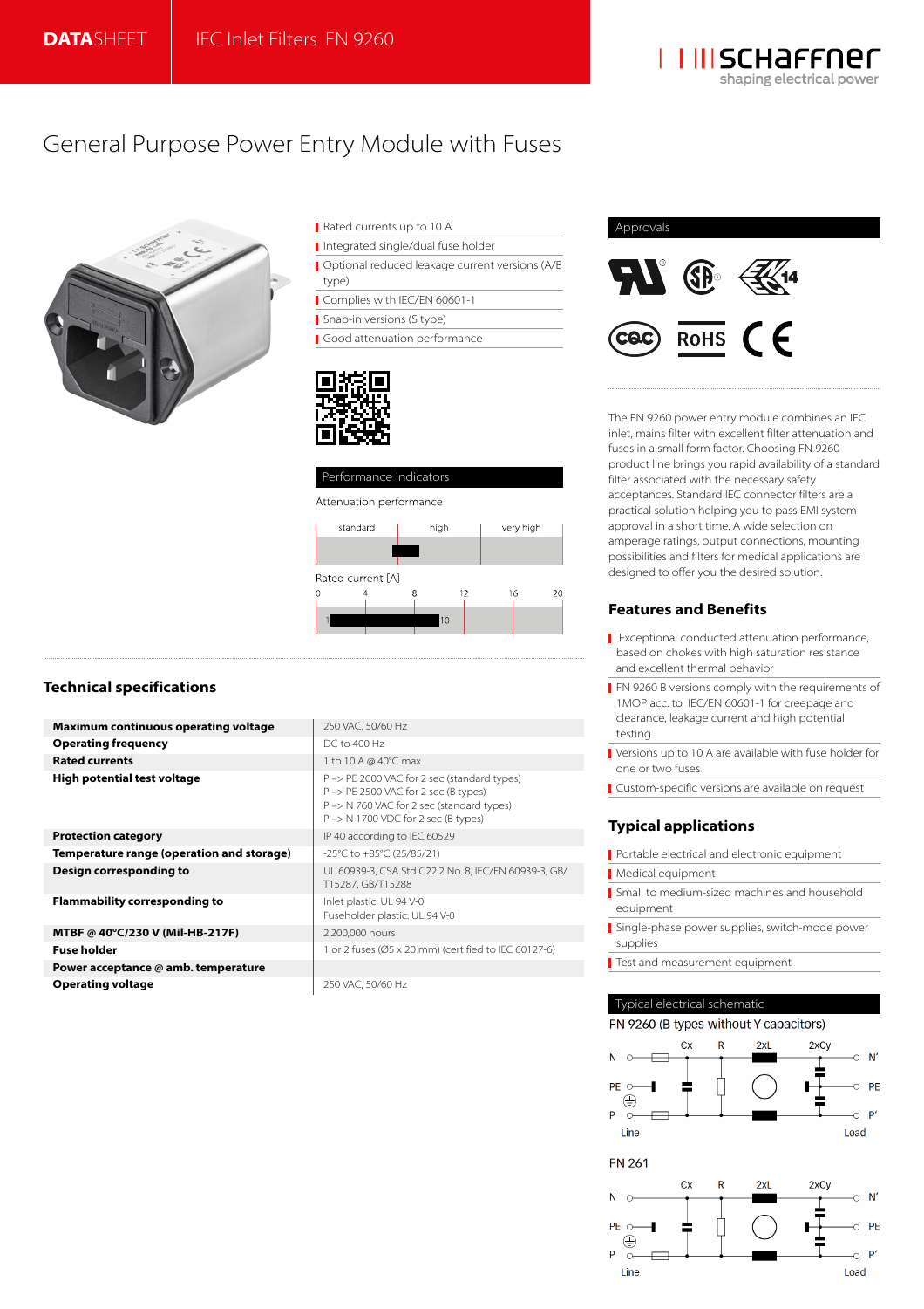DATASHEET | IEC Inlet Filters FN 9260

# General Purpose Power Entry Module with Fuses

- Rated currents up to 10 A
- Integrated single/dual fuse holder
- Optional reduced leakage current versions (A/B type)
- Complies with IEC/EN 60601-1
- Snap-in versions (S type)
- Good attenuation performance

## Approvals

## Performance indicators

Attenuation performance

standard | high | very high

Rated current [A]

0 4 8 12 16 20

1 – 10

The FN 9260 power entry module combines an IEC inlet, mains filter with excellent filter attenuation and fuses in a small form factor. Choosing FN 9260 product line brings you rapid availability of a standard filter associated with the necessary safety acceptances. Standard IEC connector filters are a practical solution helping you to pass EMI system approval in a short time. A wide selection on amperage ratings, output connections, mounting possibilities and filters for medical applications are designed to offer you the desired solution.

## Features and Benefits

- Exceptional conducted attenuation performance, based on chokes with high saturation resistance and excellent thermal behavior
- FN 9260 B versions comply with the requirements of 1MOP acc. to IEC/EN 60601-1 for creepage and clearance, leakage current and high potential testing
- Versions up to 10 A are available with fuse holder for one or two fuses
- Custom-specific versions are available on request

## Typical applications

- Portable electrical and electronic equipment
- Medical equipment
- Small to medium-sized machines and household equipment
- Single-phase power supplies, switch-mode power supplies
- Test and measurement equipment

## Technical specifications

| | |
|---|---|
| **Maximum continuous operating voltage** | 250 VAC, 50/60 Hz |
| **Operating frequency** | DC to 400 Hz |
| **Rated currents** | 1 to 10 A @ 40°C max. |
| **High potential test voltage** | P –> PE 2000 VAC for 2 sec (standard types)<br>P –> PE 2500 VAC for 2 sec (B types)<br>P –> N 760 VAC for 2 sec (standard types)<br>P –> N 1700 VDC for 2 sec (B types) |
| **Protection category** | IP 40 according to IEC 60529 |
| **Temperature range (operation and storage)** | -25°C to +85°C (25/85/21) |
| **Design corresponding to** | UL 60939-3, CSA Std C22.2 No. 8, IEC/EN 60939-3, GB/T15287, GB/T15288 |
| **Flammability corresponding to** | Inlet plastic: UL 94 V-0<br>Fuseholder plastic: UL 94 V-0 |
| **MTBF @ 40°C/230 V (Mil-HB-217F)** | 2,200,000 hours |
| **Fuse holder** | 1 or 2 fuses (Ø5 x 20 mm) (certified to IEC 60127-6) |
| **Power acceptance @ amb. temperature** | |
| **Operating voltage** | 250 VAC, 50/60 Hz |

## Typical electrical schematic

FN 9260 (B types without Y-capacitors)

N, PE, P, Line — Cx, R, 2xL, 2xCy — N', PE, P', Load

FN 261

N, PE, P, Line — Cx, R, 2xL, 2xCy — N', PE, P', Load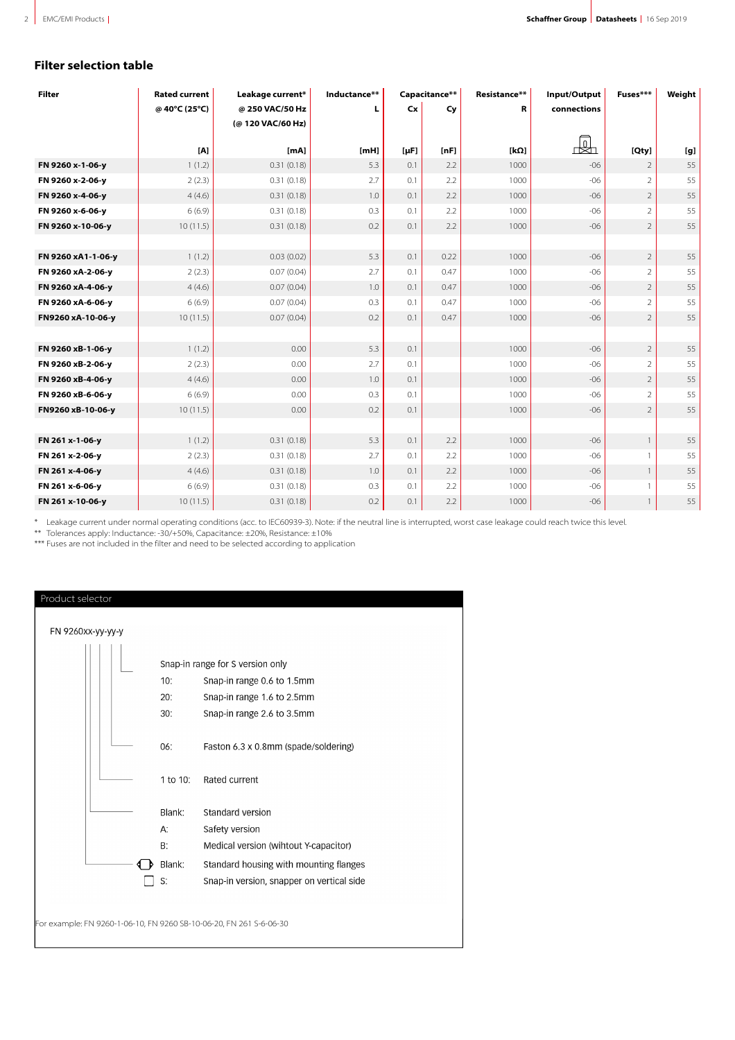## Filter selection table

| Filter | Rated current @ 40°C (25°C) | Leakage current* @ 250 VAC/50 Hz (@ 120 VAC/60 Hz) | Inductance** L | Capacitance** Cx | Cy | Resistance** R | Input/Output connections | Fuses*** | Weight |
|---|---|---|---|---|---|---|---|---|---|
| | [A] | [mA] | [mH] | [µF] | [nF] | [kΩ] | | [Qty] | [g] |
| **FN 9260 x-1-06-y** | 1 (1.2) | 0.31 (0.18) | 5.3 | 0.1 | 2.2 | 1000 | -06 | 2 | 55 |
| **FN 9260 x-2-06-y** | 2 (2.3) | 0.31 (0.18) | 2.7 | 0.1 | 2.2 | 1000 | -06 | 2 | 55 |
| **FN 9260 x-4-06-y** | 4 (4.6) | 0.31 (0.18) | 1.0 | 0.1 | 2.2 | 1000 | -06 | 2 | 55 |
| **FN 9260 x-6-06-y** | 6 (6.9) | 0.31 (0.18) | 0.3 | 0.1 | 2.2 | 1000 | -06 | 2 | 55 |
| **FN 9260 x-10-06-y** | 10 (11.5) | 0.31 (0.18) | 0.2 | 0.1 | 2.2 | 1000 | -06 | 2 | 55 |
| | | | | | | | | | |
| **FN 9260 xA1-1-06-y** | 1 (1.2) | 0.03 (0.02) | 5.3 | 0.1 | 0.22 | 1000 | -06 | 2 | 55 |
| **FN 9260 xA-2-06-y** | 2 (2.3) | 0.07 (0.04) | 2.7 | 0.1 | 0.47 | 1000 | -06 | 2 | 55 |
| **FN 9260 xA-4-06-y** | 4 (4.6) | 0.07 (0.04) | 1.0 | 0.1 | 0.47 | 1000 | -06 | 2 | 55 |
| **FN 9260 xA-6-06-y** | 6 (6.9) | 0.07 (0.04) | 0.3 | 0.1 | 0.47 | 1000 | -06 | 2 | 55 |
| **FN9260 xA-10-06-y** | 10 (11.5) | 0.07 (0.04) | 0.2 | 0.1 | 0.47 | 1000 | -06 | 2 | 55 |
| | | | | | | | | | |
| **FN 9260 xB-1-06-y** | 1 (1.2) | 0.00 | 5.3 | 0.1 | | 1000 | -06 | 2 | 55 |
| **FN 9260 xB-2-06-y** | 2 (2.3) | 0.00 | 2.7 | 0.1 | | 1000 | -06 | 2 | 55 |
| **FN 9260 xB-4-06-y** | 4 (4.6) | 0.00 | 1.0 | 0.1 | | 1000 | -06 | 2 | 55 |
| **FN 9260 xB-6-06-y** | 6 (6.9) | 0.00 | 0.3 | 0.1 | | 1000 | -06 | 2 | 55 |
| **FN9260 xB-10-06-y** | 10 (11.5) | 0.00 | 0.2 | 0.1 | | 1000 | -06 | 2 | 55 |
| | | | | | | | | | |
| **FN 261 x-1-06-y** | 1 (1.2) | 0.31 (0.18) | 5.3 | 0.1 | 2.2 | 1000 | -06 | 1 | 55 |
| **FN 261 x-2-06-y** | 2 (2.3) | 0.31 (0.18) | 2.7 | 0.1 | 2.2 | 1000 | -06 | 1 | 55 |
| **FN 261 x-4-06-y** | 4 (4.6) | 0.31 (0.18) | 1.0 | 0.1 | 2.2 | 1000 | -06 | 1 | 55 |
| **FN 261 x-6-06-y** | 6 (6.9) | 0.31 (0.18) | 0.3 | 0.1 | 2.2 | 1000 | -06 | 1 | 55 |
| **FN 261 x-10-06-y** | 10 (11.5) | 0.31 (0.18) | 0.2 | 0.1 | 2.2 | 1000 | -06 | 1 | 55 |

\* Leakage current under normal operating conditions (acc. to IEC60939-3). Note: if the neutral line is interrupted, worst case leakage could reach twice this level.
\** Tolerances apply: Inductance: -30/+50%, Capacitance: ±20%, Resistance: ±10%
\*** Fuses are not included in the filter and need to be selected according to application

### Product selector

FN 9260xx-yy-yy-y

Snap-in range for S version only
- 10: Snap-in range 0.6 to 1.5mm
- 20: Snap-in range 1.6 to 2.5mm
- 30: Snap-in range 2.6 to 3.5mm

- 06: Faston 6.3 x 0.8mm (spade/soldering)

- 1 to 10: Rated current

- Blank: Standard version
- A: Safety version
- B: Medical version (wihtout Y-capacitor)

- Blank: Standard housing with mounting flanges
- S: Snap-in version, snapper on vertical side

For example: FN 9260-1-06-10, FN 9260 SB-10-06-20, FN 261 S-6-06-30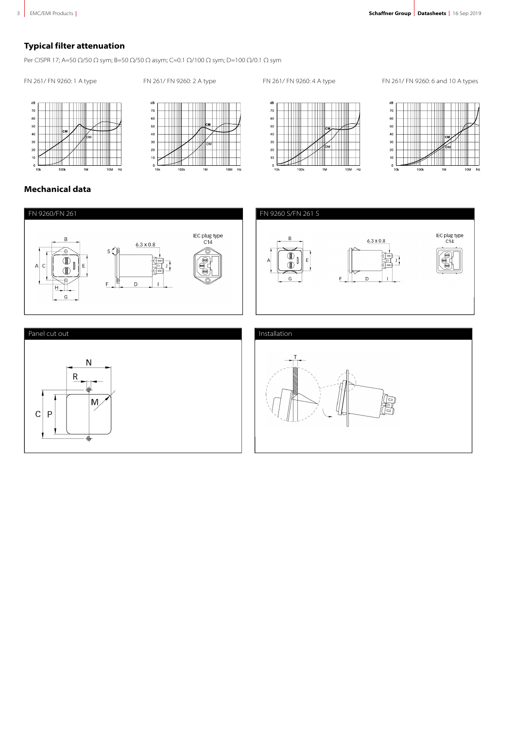## Typical filter attenuation

Per CISPR 17; A=50 Ω/50 Ω sym; B=50 Ω/50 Ω asym; C=0.1 Ω/100 Ω sym; D=100 Ω/0.1 Ω sym

FN 261/ FN 9260: 1 A type

FN 261/ FN 9260: 2 A type

FN 261/ FN 9260: 4 A type

FN 261/ FN 9260: 6 and 10 A types

## Mechanical data

FN 9260/FN 261

FN 9260 S/FN 261 S

Panel cut out

Installation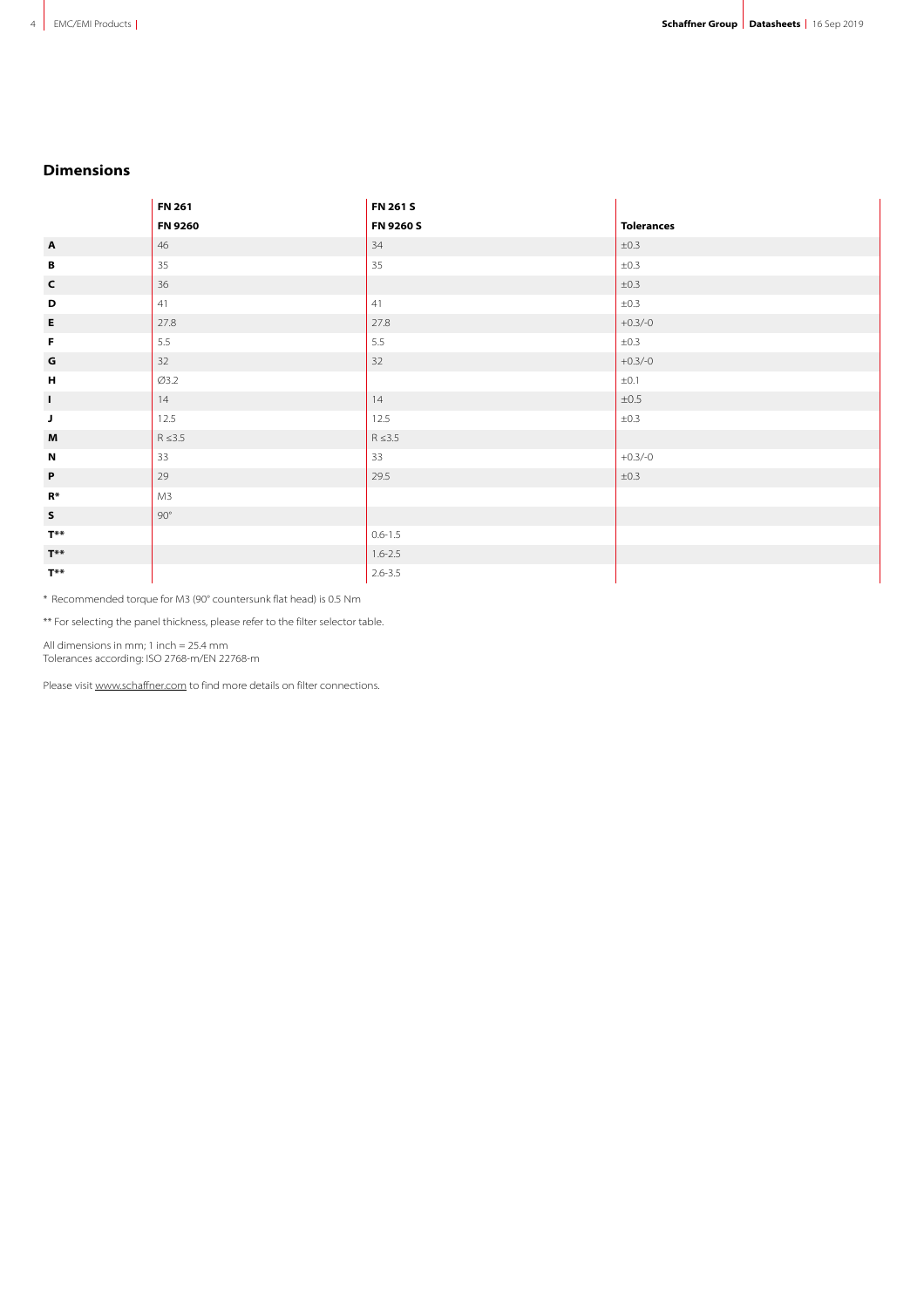## Dimensions

| | FN 261<br>FN 9260 | FN 261 S<br>FN 9260 S | Tolerances |
|---|---|---|---|
| **A** | 46 | 34 | ±0.3 |
| **B** | 35 | 35 | ±0.3 |
| **C** | 36 | | ±0.3 |
| **D** | 41 | 41 | ±0.3 |
| **E** | 27.8 | 27.8 | +0.3/-0 |
| **F** | 5.5 | 5.5 | ±0.3 |
| **G** | 32 | 32 | +0.3/-0 |
| **H** | Ø3.2 | | ±0.1 |
| **I** | 14 | 14 | ±0.5 |
| **J** | 12.5 | 12.5 | ±0.3 |
| **M** | R ≤3.5 | R ≤3.5 | |
| **N** | 33 | 33 | +0.3/-0 |
| **P** | 29 | 29.5 | ±0.3 |
| **R*** | M3 | | |
| **S** | 90° | | |
| **T**** | | 0.6-1.5 | |
| **T**** | | 1.6-2.5 | |
| **T**** | | 2.6-3.5 | |

* Recommended torque for M3 (90° countersunk flat head) is 0.5 Nm

** For selecting the panel thickness, please refer to the filter selector table.

All dimensions in mm; 1 inch = 25.4 mm
Tolerances according: ISO 2768-m/EN 22768-m

Please visit www.schaffner.com to find more details on filter connections.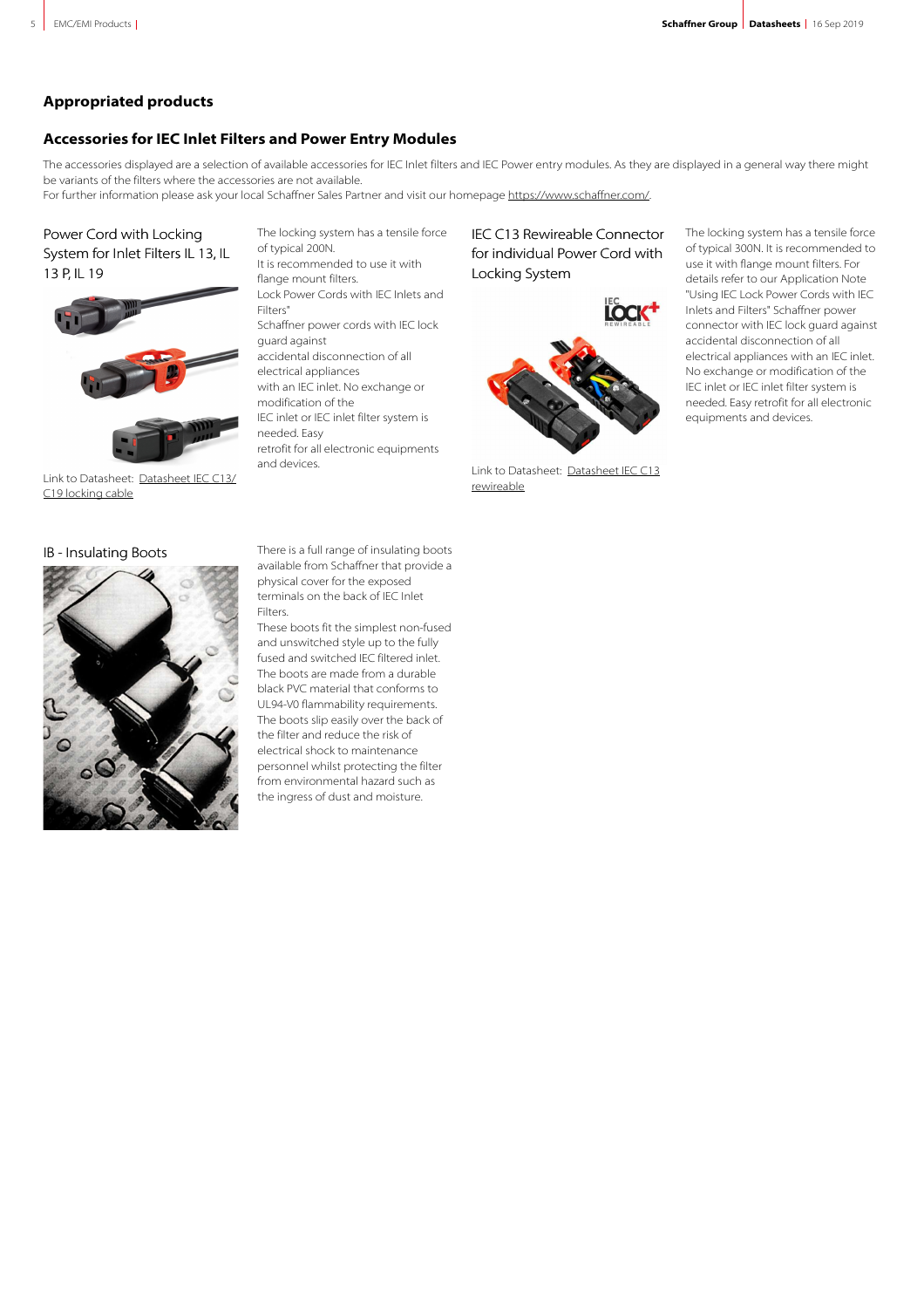## Appropriated products

## Accessories for IEC Inlet Filters and Power Entry Modules

The accessories displayed are a selection of available accessories for IEC Inlet filters and IEC Power entry modules. As they are displayed in a general way there might be variants of the filters where the accessories are not available.
For further information please ask your local Schaffner Sales Partner and visit our homepage https://www.schaffner.com/.

### Power Cord with Locking System for Inlet Filters IL 13, IL 13 P, IL 19

Link to Datasheet: Datasheet IEC C13/C19 locking cable

The locking system has a tensile force of typical 200N.
It is recommended to use it with flange mount filters.
Lock Power Cords with IEC Inlets and Filters"
Schaffner power cords with IEC lock guard against
accidental disconnection of all electrical appliances
with an IEC inlet. No exchange or modification of the
IEC inlet or IEC inlet filter system is needed. Easy
retrofit for all electronic equipments and devices.

### IEC C13 Rewireable Connector for individual Power Cord with Locking System

Link to Datasheet: Datasheet IEC C13 rewireable

The locking system has a tensile force of typical 300N. It is recommended to use it with flange mount filters. For details refer to our Application Note "Using IEC Lock Power Cords with IEC Inlets and Filters" Schaffner power connector with IEC lock guard against accidental disconnection of all electrical appliances with an IEC inlet. No exchange or modification of the IEC inlet or IEC inlet filter system is needed. Easy retrofit for all electronic equipments and devices.

### IB - Insulating Boots

There is a full range of insulating boots available from Schaffner that provide a physical cover for the exposed terminals on the back of IEC Inlet Filters.
These boots fit the simplest non-fused and unswitched style up to the fully fused and switched IEC filtered inlet.
The boots are made from a durable black PVC material that conforms to UL94-V0 flammability requirements.
The boots slip easily over the back of the filter and reduce the risk of electrical shock to maintenance personnel whilst protecting the filter from environmental hazard such as the ingress of dust and moisture.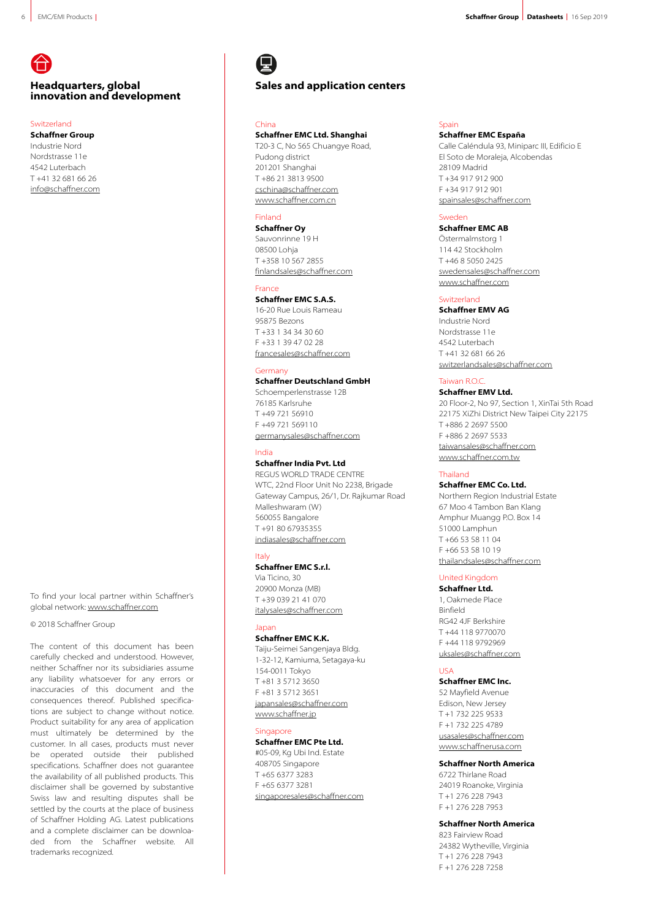## Headquarters, global innovation and development

Switzerland
**Schaffner Group**
Industrie Nord
Nordstrasse 11e
4542 Luterbach
T +41 32 681 66 26
info@schaffner.com

To find your local partner within Schaffner's global network: www.schaffner.com

© 2018 Schaffner Group

The content of this document has been carefully checked and understood. However, neither Schaffner nor its subsidiaries assume any liability whatsoever for any errors or inaccuracies of this document and the consequences thereof. Published specifications are subject to change without notice. Product suitability for any area of application must ultimately be determined by the customer. In all cases, products must never be operated outside their published specifications. Schaffner does not guarantee the availability of all published products. This disclaimer shall be governed by substantive Swiss law and resulting disputes shall be settled by the courts at the place of business of Schaffner Holding AG. Latest publications and a complete disclaimer can be downloaded from the Schaffner website. All trademarks recognized.

## Sales and application centers

China
**Schaffner EMC Ltd. Shanghai**
T20-3 C, No 565 Chuangye Road,
Pudong district
201201 Shanghai
T +86 21 3813 9500
cschina@schaffner.com
www.schaffner.com.cn

Finland
**Schaffner Oy**
Sauvonrinne 19 H
08500 Lohja
T +358 10 567 2855
finlandsales@schaffner.com

France
**Schaffner EMC S.A.S.**
16-20 Rue Louis Rameau
95875 Bezons
T +33 1 34 34 30 60
F +33 1 39 47 02 28
francesales@schaffner.com

Germany
**Schaffner Deutschland GmbH**
Schoemperlenstrasse 12B
76185 Karlsruhe
T +49 721 56910
F +49 721 569110
germanysales@schaffner.com

India
**Schaffner India Pvt. Ltd**
REGUS WORLD TRADE CENTRE
WTC, 22nd Floor Unit No 2238, Brigade
Gateway Campus, 26/1, Dr. Rajkumar Road
Malleshwaram (W)
560055 Bangalore
T +91 80 67935355
indiasales@schaffner.com

Italy
**Schaffner EMC S.r.l.**
Via Ticino, 30
20900 Monza (MB)
T +39 039 21 41 070
italysales@schaffner.com

Japan
**Schaffner EMC K.K.**
Taiju-Seimei Sangenjaya Bldg.
1-32-12, Kamiuma, Setagaya-ku
154-0011 Tokyo
T +81 3 5712 3650
F +81 3 5712 3651
japansales@schaffner.com
www.schaffner.jp

Singapore
**Schaffner EMC Pte Ltd.**
#05-09, Kg Ubi Ind. Estate
408705 Singapore
T +65 6377 3283
F +65 6377 3281
singaporesales@schaffner.com

Spain
**Schaffner EMC España**
Calle Caléndula 93, Miniparc III, Edificio E
El Soto de Moraleja, Alcobendas
28109 Madrid
T +34 917 912 900
F +34 917 912 901
spainsales@schaffner.com

Sweden
**Schaffner EMC AB**
Östermalmstorg 1
114 42 Stockholm
T +46 8 5050 2425
swedensales@schaffner.com
www.schaffner.com

Switzerland
**Schaffner EMV AG**
Industrie Nord
Nordstrasse 11e
4542 Luterbach
T +41 32 681 66 26
switzerlandsales@schaffner.com

Taiwan R.O.C.
**Schaffner EMV Ltd.**
20 Floor-2, No 97, Section 1, XinTai 5th Road
22175 XiZhi District New Taipei City 22175
T +886 2 2697 5500
F +886 2 2697 5533
taiwansales@schaffner.com
www.schaffner.com.tw

Thailand
**Schaffner EMC Co. Ltd.**
Northern Region Industrial Estate
67 Moo 4 Tambon Ban Klang
Amphur Muangg P.O. Box 14
51000 Lamphun
T +66 53 58 11 04
F +66 53 58 10 19
thailandsales@schaffner.com

United Kingdom
**Schaffner Ltd.**
1, Oakmede Place
Binfield
RG42 4JF Berkshire
T +44 118 9770070
F +44 118 9792969
uksales@schaffner.com

USA
**Schaffner EMC Inc.**
52 Mayfield Avenue
Edison, New Jersey
T +1 732 225 9533
F +1 732 225 4789
usasales@schaffner.com
www.schaffnerusa.com

**Schaffner North America**
6722 Thirlane Road
24019 Roanoke, Virginia
T +1 276 228 7943
F +1 276 228 7953

**Schaffner North America**
823 Fairview Road
24382 Wytheville, Virginia
T +1 276 228 7943
F +1 276 228 7258